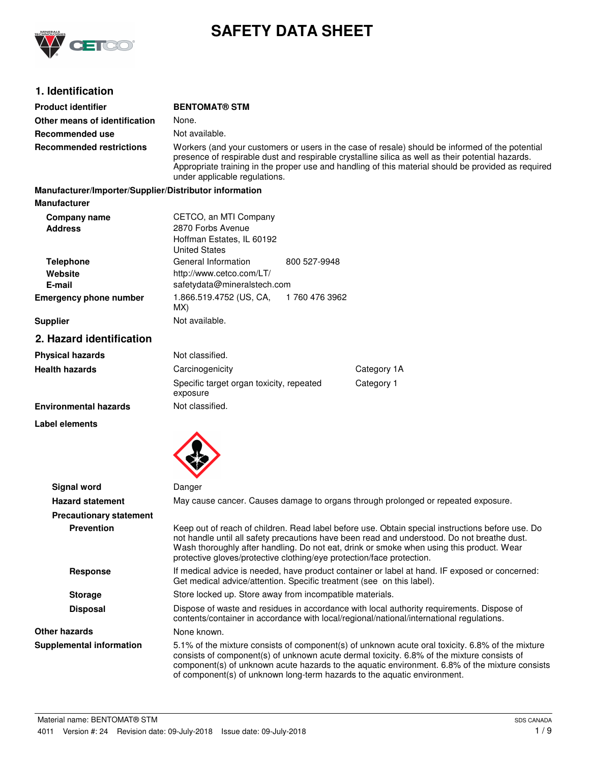# SAFETY DATA SHEET

## 1. Identification

| | |
|---|---|
| **Product identifier** | **BENTOMAT® STM** |
| **Other means of identification** | None. |
| **Recommended use** | Not available. |
| **Recommended restrictions** | Workers (and your customers or users in the case of resale) should be informed of the potential presence of respirable dust and respirable crystalline silica as well as their potential hazards. Appropriate training in the proper use and handling of this material should be provided as required under applicable regulations. |

**Manufacturer/Importer/Supplier/Distributor information**

**Manufacturer**

| | | |
|---|---|---|
| **Company name** | CETCO, an MTI Company | |
| **Address** | 2870 Forbs Avenue<br>Hoffman Estates, IL 60192<br>United States | |
| **Telephone** | General Information | 800 527-9948 |
| **Website** | http://www.cetco.com/LT/ | |
| **E-mail** | safetydata@mineralstech.com | |
| **Emergency phone number** | 1.866.519.4752 (US, CA, MX) | 1 760 476 3962 |
| **Supplier** | Not available. | |

## 2. Hazard identification

| | | |
|---|---|---|
| **Physical hazards** | Not classified. | |
| **Health hazards** | Carcinogenicity | Category 1A |
| | Specific target organ toxicity, repeated exposure | Category 1 |
| **Environmental hazards** | Not classified. | |

**Label elements**

**Signal word** Danger

**Hazard statement** May cause cancer. Causes damage to organs through prolonged or repeated exposure.

**Precautionary statement**

**Prevention** Keep out of reach of children. Read label before use. Obtain special instructions before use. Do not handle until all safety precautions have been read and understood. Do not breathe dust. Wash thoroughly after handling. Do not eat, drink or smoke when using this product. Wear protective gloves/protective clothing/eye protection/face protection.

**Response** If medical advice is needed, have product container or label at hand. IF exposed or concerned: Get medical advice/attention. Specific treatment (see  on this label).

**Storage** Store locked up. Store away from incompatible materials.

**Disposal** Dispose of waste and residues in accordance with local authority requirements. Dispose of contents/container in accordance with local/regional/national/international regulations.

**Other hazards** None known.

**Supplemental information** 5.1% of the mixture consists of component(s) of unknown acute oral toxicity. 6.8% of the mixture consists of component(s) of unknown acute dermal toxicity. 6.8% of the mixture consists of component(s) of unknown acute hazards to the aquatic environment. 6.8% of the mixture consists of component(s) of unknown long-term hazards to the aquatic environment.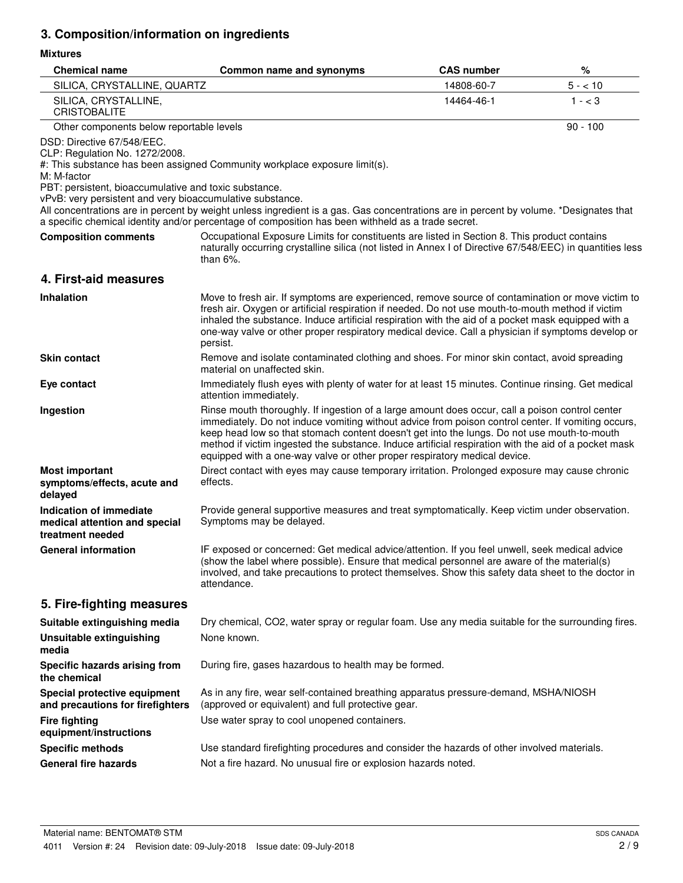## 3. Composition/information on ingredients

**Mixtures**

| Chemical name | Common name and synonyms | CAS number | % |
|---|---|---|---|
| SILICA, CRYSTALLINE, QUARTZ | | 14808-60-7 | 5 - < 10 |
| SILICA, CRYSTALLINE, CRISTOBALITE | | 14464-46-1 | 1 - < 3 |
| Other components below reportable levels | | | 90 - 100 |

DSD: Directive 67/548/EEC.
CLP: Regulation No. 1272/2008.
#: This substance has been assigned Community workplace exposure limit(s).
M: M-factor
PBT: persistent, bioaccumulative and toxic substance.
vPvB: very persistent and very bioaccumulative substance.
All concentrations are in percent by weight unless ingredient is a gas. Gas concentrations are in percent by volume. *Designates that a specific chemical identity and/or percentage of composition has been withheld as a trade secret.

**Composition comments**: Occupational Exposure Limits for constituents are listed in Section 8. This product contains naturally occurring crystalline silica (not listed in Annex I of Directive 67/548/EEC) in quantities less than 6%.

## 4. First-aid measures

**Inhalation**: Move to fresh air. If symptoms are experienced, remove source of contamination or move victim to fresh air. Oxygen or artificial respiration if needed. Do not use mouth-to-mouth method if victim inhaled the substance. Induce artificial respiration with the aid of a pocket mask equipped with a one-way valve or other proper respiratory medical device. Call a physician if symptoms develop or persist.

**Skin contact**: Remove and isolate contaminated clothing and shoes. For minor skin contact, avoid spreading material on unaffected skin.

**Eye contact**: Immediately flush eyes with plenty of water for at least 15 minutes. Continue rinsing. Get medical attention immediately.

**Ingestion**: Rinse mouth thoroughly. If ingestion of a large amount does occur, call a poison control center immediately. Do not induce vomiting without advice from poison control center. If vomiting occurs, keep head low so that stomach content doesn't get into the lungs. Do not use mouth-to-mouth method if victim ingested the substance. Induce artificial respiration with the aid of a pocket mask equipped with a one-way valve or other proper respiratory medical device.

**Most important symptoms/effects, acute and delayed**: Direct contact with eyes may cause temporary irritation. Prolonged exposure may cause chronic effects.

**Indication of immediate medical attention and special treatment needed**: Provide general supportive measures and treat symptomatically. Keep victim under observation. Symptoms may be delayed.

**General information**: IF exposed or concerned: Get medical advice/attention. If you feel unwell, seek medical advice (show the label where possible). Ensure that medical personnel are aware of the material(s) involved, and take precautions to protect themselves. Show this safety data sheet to the doctor in attendance.

## 5. Fire-fighting measures

**Suitable extinguishing media**: Dry chemical, CO2, water spray or regular foam. Use any media suitable for the surrounding fires.

**Unsuitable extinguishing media**: None known.

**Specific hazards arising from the chemical**: During fire, gases hazardous to health may be formed.

**Special protective equipment and precautions for firefighters**: As in any fire, wear self-contained breathing apparatus pressure-demand, MSHA/NIOSH (approved or equivalent) and full protective gear.

**Fire fighting equipment/instructions**: Use water spray to cool unopened containers.

**Specific methods**: Use standard firefighting procedures and consider the hazards of other involved materials.

**General fire hazards**: Not a fire hazard. No unusual fire or explosion hazards noted.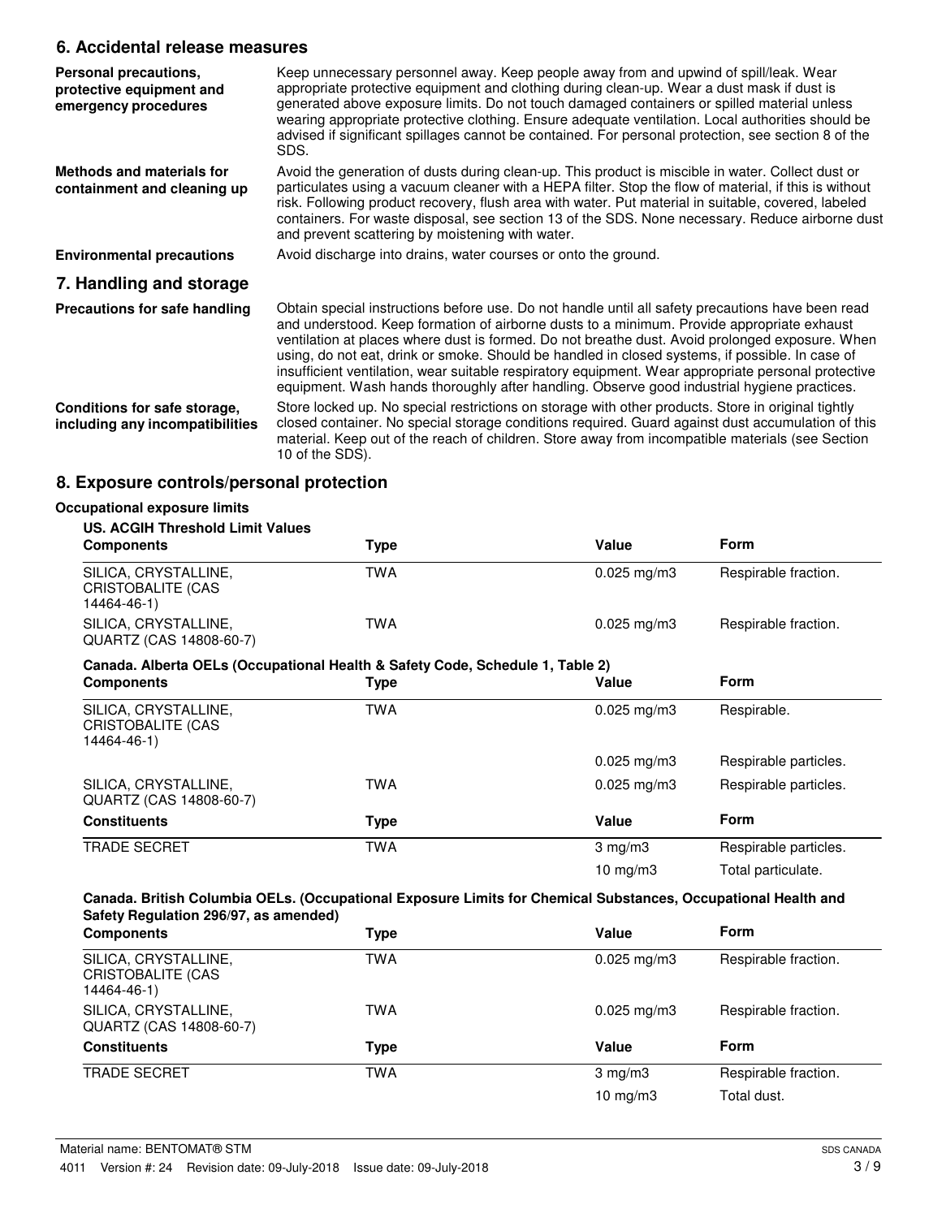## 6. Accidental release measures

| | |
|---|---|
| **Personal precautions, protective equipment and emergency procedures** | Keep unnecessary personnel away. Keep people away from and upwind of spill/leak. Wear appropriate protective equipment and clothing during clean-up. Wear a dust mask if dust is generated above exposure limits. Do not touch damaged containers or spilled material unless wearing appropriate protective clothing. Ensure adequate ventilation. Local authorities should be advised if significant spillages cannot be contained. For personal protection, see section 8 of the SDS. |
| **Methods and materials for containment and cleaning up** | Avoid the generation of dusts during clean-up. This product is miscible in water. Collect dust or particulates using a vacuum cleaner with a HEPA filter. Stop the flow of material, if this is without risk. Following product recovery, flush area with water. Put material in suitable, covered, labeled containers. For waste disposal, see section 13 of the SDS. None necessary. Reduce airborne dust and prevent scattering by moistening with water. |
| **Environmental precautions** | Avoid discharge into drains, water courses or onto the ground. |

## 7. Handling and storage

| | |
|---|---|
| **Precautions for safe handling** | Obtain special instructions before use. Do not handle until all safety precautions have been read and understood. Keep formation of airborne dusts to a minimum. Provide appropriate exhaust ventilation at places where dust is formed. Do not breathe dust. Avoid prolonged exposure. When using, do not eat, drink or smoke. Should be handled in closed systems, if possible. In case of insufficient ventilation, wear suitable respiratory equipment. Wear appropriate personal protective equipment. Wash hands thoroughly after handling. Observe good industrial hygiene practices. |
| **Conditions for safe storage, including any incompatibilities** | Store locked up. No special restrictions on storage with other products. Store in original tightly closed container. No special storage conditions required. Guard against dust accumulation of this material. Keep out of the reach of children. Store away from incompatible materials (see Section 10 of the SDS). |

## 8. Exposure controls/personal protection

### Occupational exposure limits

**US. ACGIH Threshold Limit Values**

| Components | Type | Value | Form |
|---|---|---|---|
| SILICA, CRYSTALLINE, CRISTOBALITE (CAS 14464-46-1) | TWA | 0.025 mg/m3 | Respirable fraction. |
| SILICA, CRYSTALLINE, QUARTZ (CAS 14808-60-7) | TWA | 0.025 mg/m3 | Respirable fraction. |

**Canada. Alberta OELs (Occupational Health & Safety Code, Schedule 1, Table 2)**

| Components | Type | Value | Form |
|---|---|---|---|
| SILICA, CRYSTALLINE, CRISTOBALITE (CAS 14464-46-1) | TWA | 0.025 mg/m3 | Respirable. |
| | | 0.025 mg/m3 | Respirable particles. |
| SILICA, CRYSTALLINE, QUARTZ (CAS 14808-60-7) | TWA | 0.025 mg/m3 | Respirable particles. |
| **Constituents** | **Type** | **Value** | **Form** |
| TRADE SECRET | TWA | 3 mg/m3 | Respirable particles. |
| | | 10 mg/m3 | Total particulate. |

**Canada. British Columbia OELs. (Occupational Exposure Limits for Chemical Substances, Occupational Health and Safety Regulation 296/97, as amended)**

| Components | Type | Value | Form |
|---|---|---|---|
| SILICA, CRYSTALLINE, CRISTOBALITE (CAS 14464-46-1) | TWA | 0.025 mg/m3 | Respirable fraction. |
| SILICA, CRYSTALLINE, QUARTZ (CAS 14808-60-7) | TWA | 0.025 mg/m3 | Respirable fraction. |
| **Constituents** | **Type** | **Value** | **Form** |
| TRADE SECRET | TWA | 3 mg/m3 | Respirable fraction. |
| | | 10 mg/m3 | Total dust. |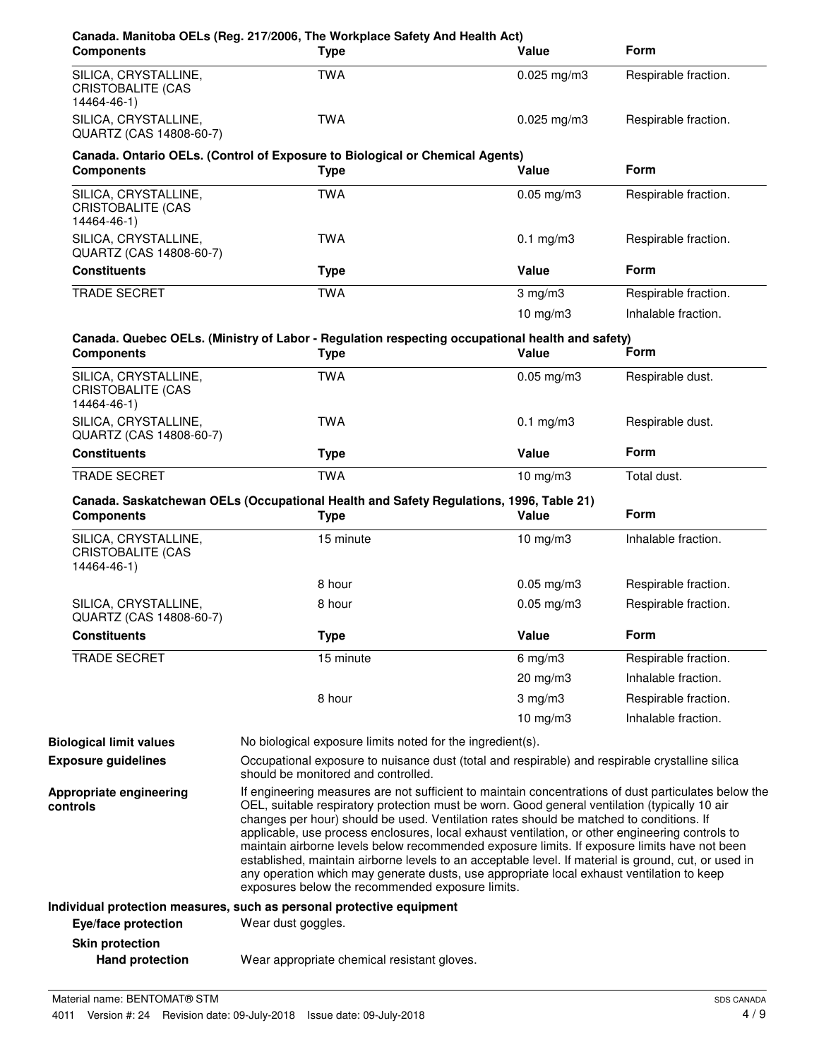**Canada. Manitoba OELs (Reg. 217/2006, The Workplace Safety And Health Act)**

| Components | Type | Value | Form |
|---|---|---|---|
| SILICA, CRYSTALLINE, CRISTOBALITE (CAS 14464-46-1) | TWA | 0.025 mg/m3 | Respirable fraction. |
| SILICA, CRYSTALLINE, QUARTZ (CAS 14808-60-7) | TWA | 0.025 mg/m3 | Respirable fraction. |

**Canada. Ontario OELs. (Control of Exposure to Biological or Chemical Agents)**

| Components | Type | Value | Form |
|---|---|---|---|
| SILICA, CRYSTALLINE, CRISTOBALITE (CAS 14464-46-1) | TWA | 0.05 mg/m3 | Respirable fraction. |
| SILICA, CRYSTALLINE, QUARTZ (CAS 14808-60-7) | TWA | 0.1 mg/m3 | Respirable fraction. |
| **Constituents** | **Type** | **Value** | **Form** |
| TRADE SECRET | TWA | 3 mg/m3 | Respirable fraction. |
| | | 10 mg/m3 | Inhalable fraction. |

**Canada. Quebec OELs. (Ministry of Labor - Regulation respecting occupational health and safety)**

| Components | Type | Value | Form |
|---|---|---|---|
| SILICA, CRYSTALLINE, CRISTOBALITE (CAS 14464-46-1) | TWA | 0.05 mg/m3 | Respirable dust. |
| SILICA, CRYSTALLINE, QUARTZ (CAS 14808-60-7) | TWA | 0.1 mg/m3 | Respirable dust. |
| **Constituents** | **Type** | **Value** | **Form** |
| TRADE SECRET | TWA | 10 mg/m3 | Total dust. |

**Canada. Saskatchewan OELs (Occupational Health and Safety Regulations, 1996, Table 21)**

| Components | Type | Value | Form |
|---|---|---|---|
| SILICA, CRYSTALLINE, CRISTOBALITE (CAS 14464-46-1) | 15 minute | 10 mg/m3 | Inhalable fraction. |
| | 8 hour | 0.05 mg/m3 | Respirable fraction. |
| SILICA, CRYSTALLINE, QUARTZ (CAS 14808-60-7) | 8 hour | 0.05 mg/m3 | Respirable fraction. |
| **Constituents** | **Type** | **Value** | **Form** |
| TRADE SECRET | 15 minute | 6 mg/m3 | Respirable fraction. |
| | | 20 mg/m3 | Inhalable fraction. |
| | 8 hour | 3 mg/m3 | Respirable fraction. |
| | | 10 mg/m3 | Inhalable fraction. |

**Biological limit values** No biological exposure limits noted for the ingredient(s).

**Exposure guidelines** Occupational exposure to nuisance dust (total and respirable) and respirable crystalline silica should be monitored and controlled.

**Appropriate engineering controls** If engineering measures are not sufficient to maintain concentrations of dust particulates below the OEL, suitable respiratory protection must be worn. Good general ventilation (typically 10 air changes per hour) should be used. Ventilation rates should be matched to conditions. If applicable, use process enclosures, local exhaust ventilation, or other engineering controls to maintain airborne levels below recommended exposure limits. If exposure limits have not been established, maintain airborne levels to an acceptable level. If material is ground, cut, or used in any operation which may generate dusts, use appropriate local exhaust ventilation to keep exposures below the recommended exposure limits.

**Individual protection measures, such as personal protective equipment**

**Eye/face protection** Wear dust goggles.

**Skin protection**

**Hand protection** Wear appropriate chemical resistant gloves.

Material name: BENTOMAT® STM

4011 Version #: 24 Revision date: 09-July-2018 Issue date: 09-July-2018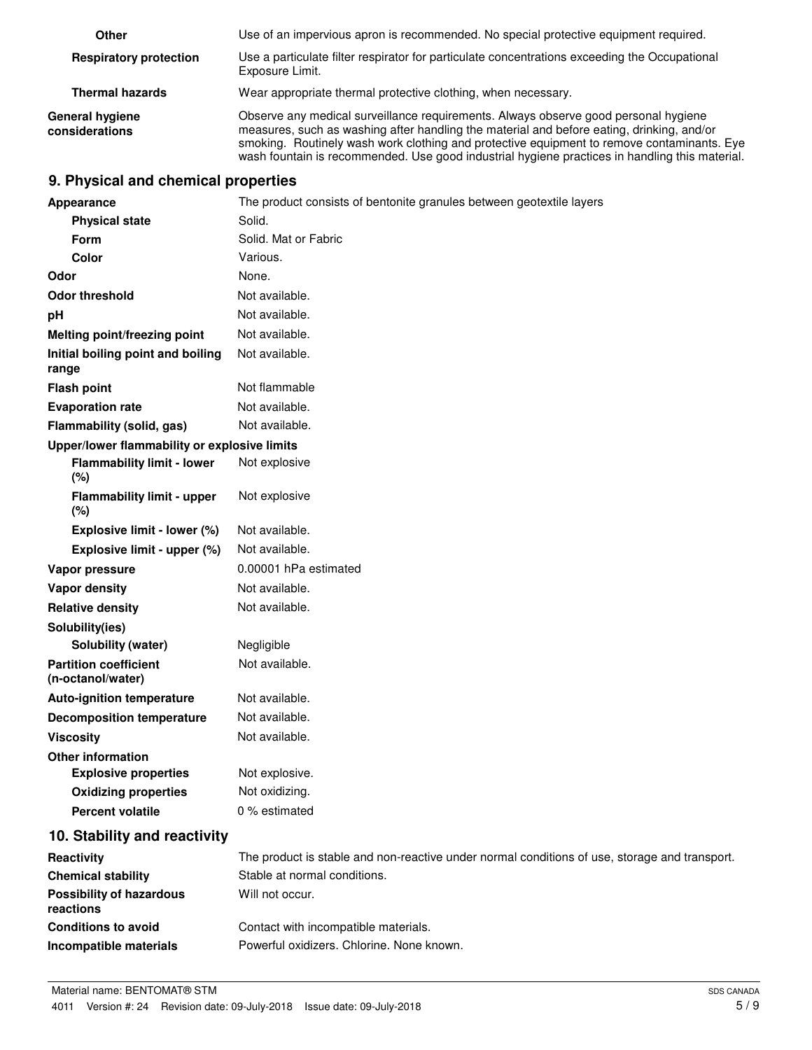| | |
|---|---|
| **Other** | Use of an impervious apron is recommended. No special protective equipment required. |
| **Respiratory protection** | Use a particulate filter respirator for particulate concentrations exceeding the Occupational Exposure Limit. |
| **Thermal hazards** | Wear appropriate thermal protective clothing, when necessary. |
| **General hygiene considerations** | Observe any medical surveillance requirements. Always observe good personal hygiene measures, such as washing after handling the material and before eating, drinking, and/or smoking. Routinely wash work clothing and protective equipment to remove contaminants. Eye wash fountain is recommended. Use good industrial hygiene practices in handling this material. |

## 9. Physical and chemical properties

| | |
|---|---|
| **Appearance** | The product consists of bentonite granules between geotextile layers |
| **Physical state** | Solid. |
| **Form** | Solid. Mat or Fabric |
| **Color** | Various. |
| **Odor** | None. |
| **Odor threshold** | Not available. |
| **pH** | Not available. |
| **Melting point/freezing point** | Not available. |
| **Initial boiling point and boiling range** | Not available. |
| **Flash point** | Not flammable |
| **Evaporation rate** | Not available. |
| **Flammability (solid, gas)** | Not available. |
| **Upper/lower flammability or explosive limits** | |
| **Flammability limit - lower (%)** | Not explosive |
| **Flammability limit - upper (%)** | Not explosive |
| **Explosive limit - lower (%)** | Not available. |
| **Explosive limit - upper (%)** | Not available. |
| **Vapor pressure** | 0.00001 hPa estimated |
| **Vapor density** | Not available. |
| **Relative density** | Not available. |
| **Solubility(ies)** | |
| **Solubility (water)** | Negligible |
| **Partition coefficient (n-octanol/water)** | Not available. |
| **Auto-ignition temperature** | Not available. |
| **Decomposition temperature** | Not available. |
| **Viscosity** | Not available. |
| **Other information** | |
| **Explosive properties** | Not explosive. |
| **Oxidizing properties** | Not oxidizing. |
| **Percent volatile** | 0 % estimated |

## 10. Stability and reactivity

| | |
|---|---|
| **Reactivity** | The product is stable and non-reactive under normal conditions of use, storage and transport. |
| **Chemical stability** | Stable at normal conditions. |
| **Possibility of hazardous reactions** | Will not occur. |
| **Conditions to avoid** | Contact with incompatible materials. |
| **Incompatible materials** | Powerful oxidizers. Chlorine. None known. |

Material name: BENTOMAT® STM

4011 Version #: 24 Revision date: 09-July-2018 Issue date: 09-July-2018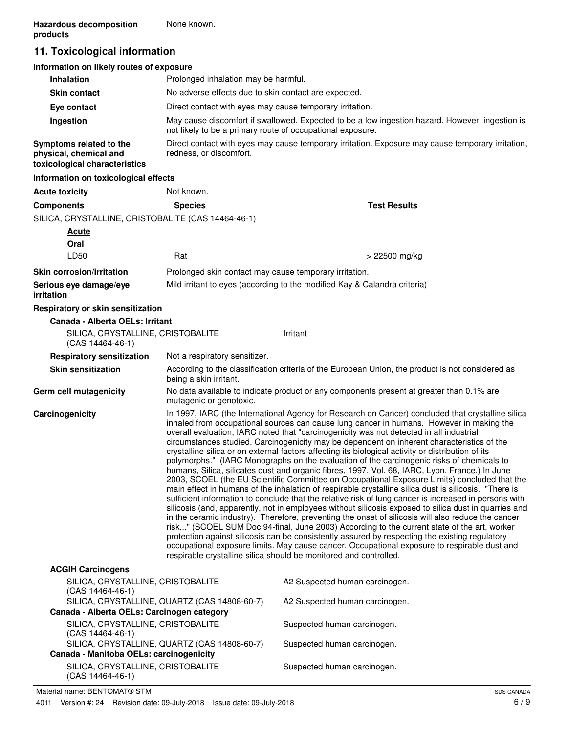**Hazardous decomposition products**: None known.

## 11. Toxicological information

### Information on likely routes of exposure

| | |
|---|---|
| **Inhalation** | Prolonged inhalation may be harmful. |
| **Skin contact** | No adverse effects due to skin contact are expected. |
| **Eye contact** | Direct contact with eyes may cause temporary irritation. |
| **Ingestion** | May cause discomfort if swallowed. Expected to be a low ingestion hazard. However, ingestion is not likely to be a primary route of occupational exposure. |
| **Symptoms related to the physical, chemical and toxicological characteristics** | Direct contact with eyes may cause temporary irritation. Exposure may cause temporary irritation, redness, or discomfort. |

### Information on toxicological effects

**Acute toxicity**: Not known.

| Components | Species | Test Results |
|---|---|---|
| SILICA, CRYSTALLINE, CRISTOBALITE (CAS 14464-46-1) | | |
| ***Acute*** | | |
| **Oral** | | |
| LD50 | Rat | > 22500 mg/kg |

| | |
|---|---|
| **Skin corrosion/irritation** | Prolonged skin contact may cause temporary irritation. |
| **Serious eye damage/eye irritation** | Mild irritant to eyes (according to the modified Kay & Calandra criteria) |

**Respiratory or skin sensitization**

**Canada - Alberta OELs: Irritant**

| | |
|---|---|
| SILICA, CRYSTALLINE, CRISTOBALITE (CAS 14464-46-1) | Irritant |

| | |
|---|---|
| **Respiratory sensitization** | Not a respiratory sensitizer. |
| **Skin sensitization** | According to the classification criteria of the European Union, the product is not considered as being a skin irritant. |
| **Germ cell mutagenicity** | No data available to indicate product or any components present at greater than 0.1% are mutagenic or genotoxic. |
| **Carcinogenicity** | In 1997, IARC (the International Agency for Research on Cancer) concluded that crystalline silica inhaled from occupational sources can cause lung cancer in humans. However in making the overall evaluation, IARC noted that "carcinogenicity was not detected in all industrial circumstances studied. Carcinogenicity may be dependent on inherent characteristics of the crystalline silica or on external factors affecting its biological activity or distribution of its polymorphs." (IARC Monographs on the evaluation of the carcinogenic risks of chemicals to humans, Silica, silicates dust and organic fibres, 1997, Vol. 68, IARC, Lyon, France.) In June 2003, SCOEL (the EU Scientific Committee on Occupational Exposure Limits) concluded that the main effect in humans of the inhalation of respirable crystalline silica dust is silicosis. "There is sufficient information to conclude that the relative risk of lung cancer is increased in persons with silicosis (and, apparently, not in employees without silicosis exposed to silica dust in quarries and in the ceramic industry). Therefore, preventing the onset of silicosis will also reduce the cancer risk..." (SCOEL SUM Doc 94-final, June 2003) According to the current state of the art, worker protection against silicosis can be consistently assured by respecting the existing regulatory occupational exposure limits. May cause cancer. Occupational exposure to respirable dust and respirable crystalline silica should be monitored and controlled. |

**ACGIH Carcinogens**

| | |
|---|---|
| SILICA, CRYSTALLINE, CRISTOBALITE (CAS 14464-46-1) | A2 Suspected human carcinogen. |
| SILICA, CRYSTALLINE, QUARTZ (CAS 14808-60-7) | A2 Suspected human carcinogen. |

**Canada - Alberta OELs: Carcinogen category**

| | |
|---|---|
| SILICA, CRYSTALLINE, CRISTOBALITE (CAS 14464-46-1) | Suspected human carcinogen. |
| SILICA, CRYSTALLINE, QUARTZ (CAS 14808-60-7) | Suspected human carcinogen. |

**Canada - Manitoba OELs: carcinogenicity**

| | |
|---|---|
| SILICA, CRYSTALLINE, CRISTOBALITE (CAS 14464-46-1) | Suspected human carcinogen. |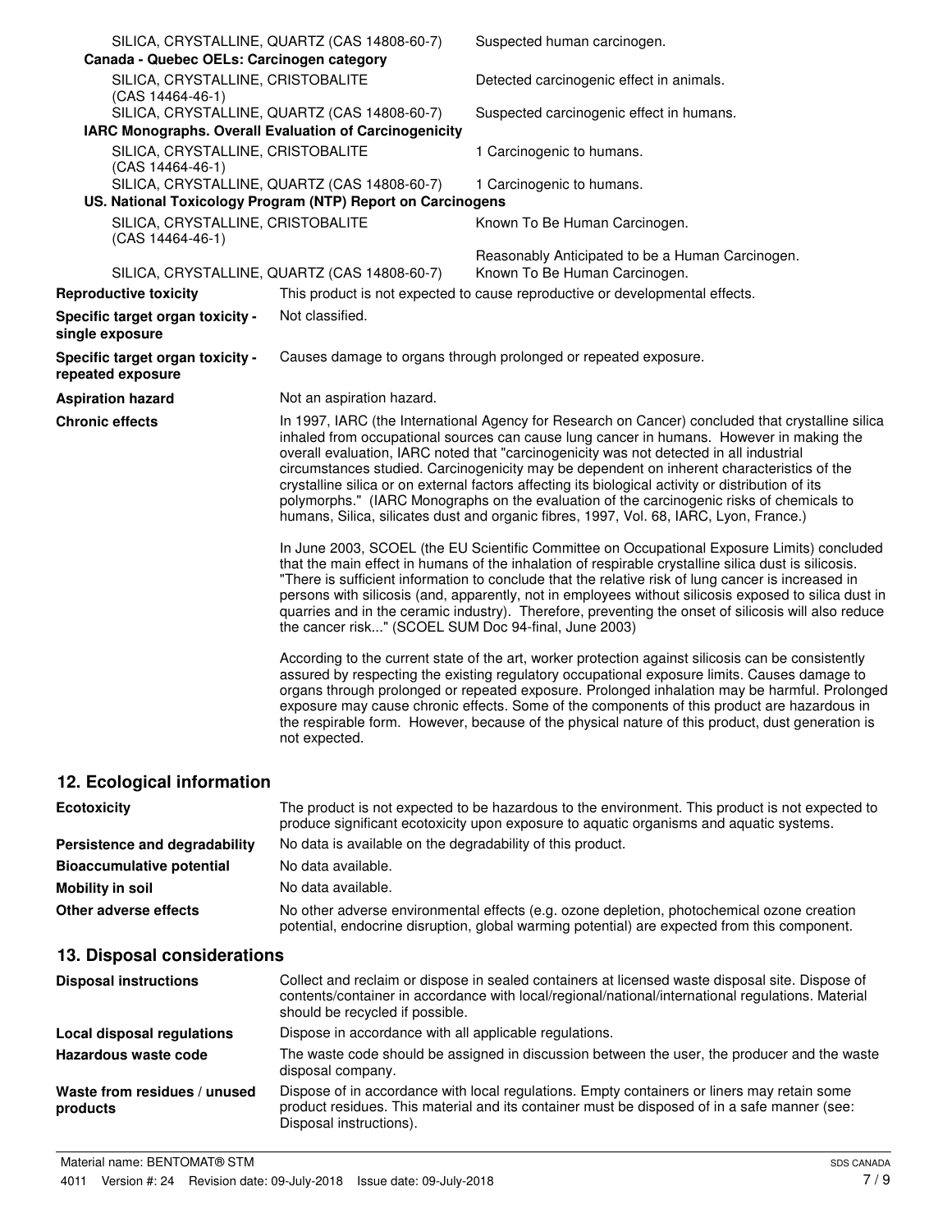| | |
|---|---|
| SILICA, CRYSTALLINE, QUARTZ (CAS 14808-60-7) | Suspected human carcinogen. |
| **Canada - Quebec OELs: Carcinogen category** | |
| SILICA, CRYSTALLINE, CRISTOBALITE (CAS 14464-46-1) | Detected carcinogenic effect in animals. |
| SILICA, CRYSTALLINE, QUARTZ (CAS 14808-60-7) | Suspected carcinogenic effect in humans. |
| **IARC Monographs. Overall Evaluation of Carcinogenicity** | |
| SILICA, CRYSTALLINE, CRISTOBALITE (CAS 14464-46-1) | 1 Carcinogenic to humans. |
| SILICA, CRYSTALLINE, QUARTZ (CAS 14808-60-7) | 1 Carcinogenic to humans. |
| **US. National Toxicology Program (NTP) Report on Carcinogens** | |
| SILICA, CRYSTALLINE, CRISTOBALITE (CAS 14464-46-1) | Known To Be Human Carcinogen. |
| | Reasonably Anticipated to be a Human Carcinogen. |
| SILICA, CRYSTALLINE, QUARTZ (CAS 14808-60-7) | Known To Be Human Carcinogen. |

**Reproductive toxicity** This product is not expected to cause reproductive or developmental effects.

**Specific target organ toxicity - single exposure** Not classified.

**Specific target organ toxicity - repeated exposure** Causes damage to organs through prolonged or repeated exposure.

**Aspiration hazard** Not an aspiration hazard.

**Chronic effects** In 1997, IARC (the International Agency for Research on Cancer) concluded that crystalline silica inhaled from occupational sources can cause lung cancer in humans. However in making the overall evaluation, IARC noted that "carcinogenicity was not detected in all industrial circumstances studied. Carcinogenicity may be dependent on inherent characteristics of the crystalline silica or on external factors affecting its biological activity or distribution of its polymorphs." (IARC Monographs on the evaluation of the carcinogenic risks of chemicals to humans, Silica, silicates dust and organic fibres, 1997, Vol. 68, IARC, Lyon, France.)

In June 2003, SCOEL (the EU Scientific Committee on Occupational Exposure Limits) concluded that the main effect in humans of the inhalation of respirable crystalline silica dust is silicosis. "There is sufficient information to conclude that the relative risk of lung cancer is increased in persons with silicosis (and, apparently, not in employees without silicosis exposed to silica dust in quarries and in the ceramic industry). Therefore, preventing the onset of silicosis will also reduce the cancer risk..." (SCOEL SUM Doc 94-final, June 2003)

According to the current state of the art, worker protection against silicosis can be consistently assured by respecting the existing regulatory occupational exposure limits. Causes damage to organs through prolonged or repeated exposure. Prolonged inhalation may be harmful. Prolonged exposure may cause chronic effects. Some of the components of this product are hazardous in the respirable form. However, because of the physical nature of this product, dust generation is not expected.

## 12. Ecological information

**Ecotoxicity** The product is not expected to be hazardous to the environment. This product is not expected to produce significant ecotoxicity upon exposure to aquatic organisms and aquatic systems.

**Persistence and degradability** No data is available on the degradability of this product.

**Bioaccumulative potential** No data available.

**Mobility in soil** No data available.

**Other adverse effects** No other adverse environmental effects (e.g. ozone depletion, photochemical ozone creation potential, endocrine disruption, global warming potential) are expected from this component.

## 13. Disposal considerations

**Disposal instructions** Collect and reclaim or dispose in sealed containers at licensed waste disposal site. Dispose of contents/container in accordance with local/regional/national/international regulations. Material should be recycled if possible.

**Local disposal regulations** Dispose in accordance with all applicable regulations.

**Hazardous waste code** The waste code should be assigned in discussion between the user, the producer and the waste disposal company.

**Waste from residues / unused products** Dispose of in accordance with local regulations. Empty containers or liners may retain some product residues. This material and its container must be disposed of in a safe manner (see: Disposal instructions).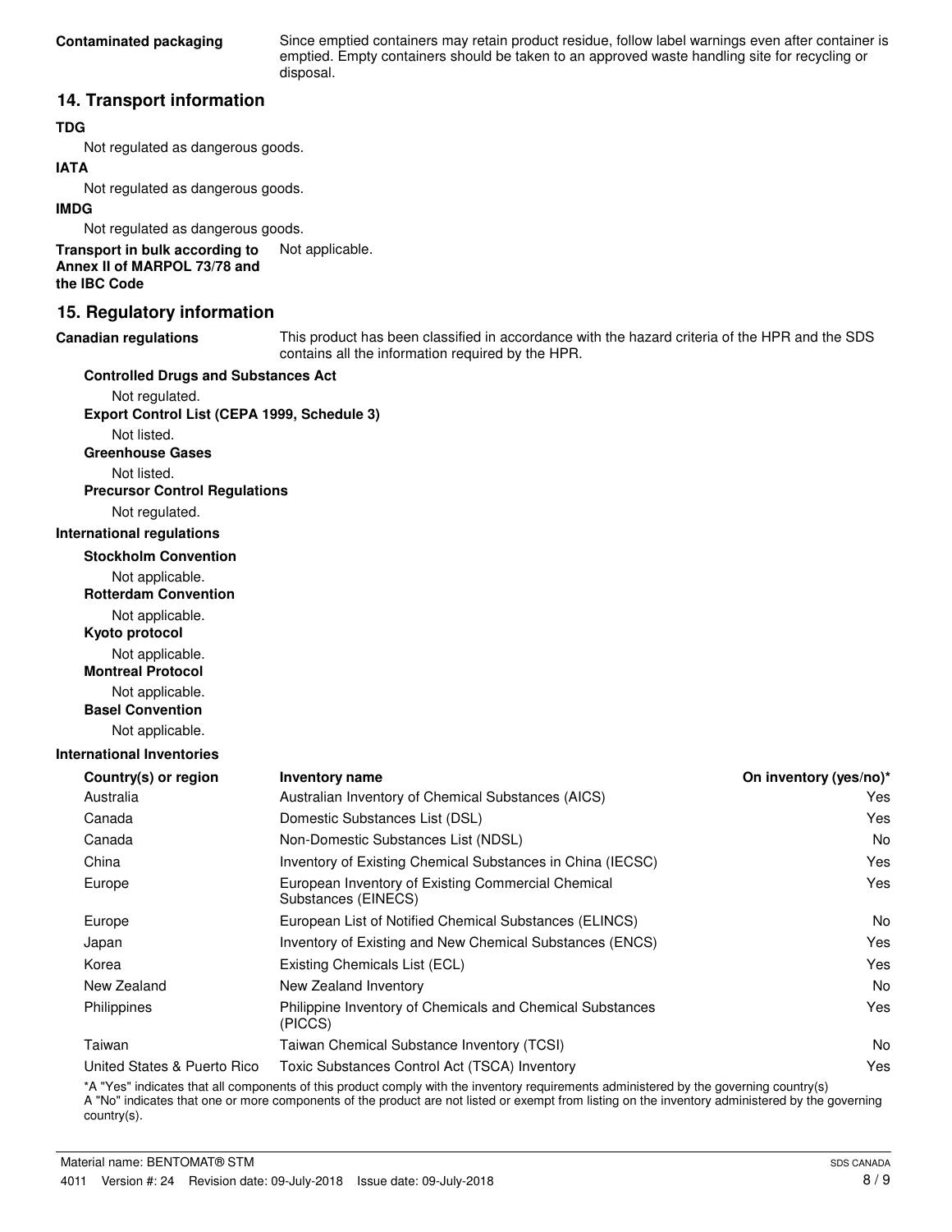**Contaminated packaging** Since emptied containers may retain product residue, follow label warnings even after container is emptied. Empty containers should be taken to an approved waste handling site for recycling or disposal.

## 14. Transport information

**TDG**

Not regulated as dangerous goods.

**IATA**

Not regulated as dangerous goods.

**IMDG**

Not regulated as dangerous goods.

**Transport in bulk according to Annex II of MARPOL 73/78 and the IBC Code** Not applicable.

## 15. Regulatory information

**Canadian regulations** This product has been classified in accordance with the hazard criteria of the HPR and the SDS contains all the information required by the HPR.

**Controlled Drugs and Substances Act**

Not regulated.

**Export Control List (CEPA 1999, Schedule 3)**

Not listed.

**Greenhouse Gases**

Not listed.

**Precursor Control Regulations**

Not regulated.

**International regulations**

**Stockholm Convention**

Not applicable.

**Rotterdam Convention**

Not applicable.

**Kyoto protocol**

Not applicable.

**Montreal Protocol**

Not applicable.

**Basel Convention**

Not applicable.

**International Inventories**

| Country(s) or region | Inventory name | On inventory (yes/no)* |
|---|---|---|
| Australia | Australian Inventory of Chemical Substances (AICS) | Yes |
| Canada | Domestic Substances List (DSL) | Yes |
| Canada | Non-Domestic Substances List (NDSL) | No |
| China | Inventory of Existing Chemical Substances in China (IECSC) | Yes |
| Europe | European Inventory of Existing Commercial Chemical Substances (EINECS) | Yes |
| Europe | European List of Notified Chemical Substances (ELINCS) | No |
| Japan | Inventory of Existing and New Chemical Substances (ENCS) | Yes |
| Korea | Existing Chemicals List (ECL) | Yes |
| New Zealand | New Zealand Inventory | No |
| Philippines | Philippine Inventory of Chemicals and Chemical Substances (PICCS) | Yes |
| Taiwan | Taiwan Chemical Substance Inventory (TCSI) | No |
| United States & Puerto Rico | Toxic Substances Control Act (TSCA) Inventory | Yes |

*A "Yes" indicates that all components of this product comply with the inventory requirements administered by the governing country(s)
A "No" indicates that one or more components of the product are not listed or exempt from listing on the inventory administered by the governing country(s).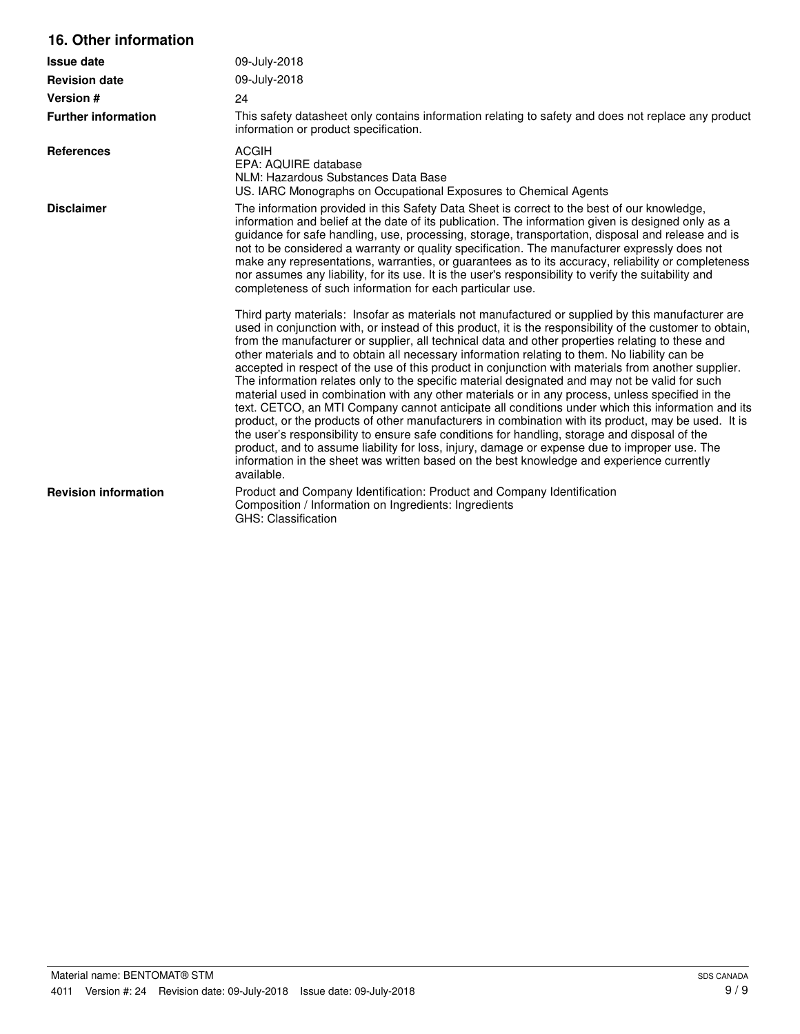## 16. Other information

| | |
|---|---|
| **Issue date** | 09-July-2018 |
| **Revision date** | 09-July-2018 |
| **Version #** | 24 |
| **Further information** | This safety datasheet only contains information relating to safety and does not replace any product information or product specification. |
| **References** | ACGIH<br>EPA: AQUIRE database<br>NLM: Hazardous Substances Data Base<br>US. IARC Monographs on Occupational Exposures to Chemical Agents |
| **Disclaimer** | The information provided in this Safety Data Sheet is correct to the best of our knowledge, information and belief at the date of its publication. The information given is designed only as a guidance for safe handling, use, processing, storage, transportation, disposal and release and is not to be considered a warranty or quality specification. The manufacturer expressly does not make any representations, warranties, or guarantees as to its accuracy, reliability or completeness nor assumes any liability, for its use. It is the user's responsibility to verify the suitability and completeness of such information for each particular use.<br><br>Third party materials: Insofar as materials not manufactured or supplied by this manufacturer are used in conjunction with, or instead of this product, it is the responsibility of the customer to obtain, from the manufacturer or supplier, all technical data and other properties relating to these and other materials and to obtain all necessary information relating to them. No liability can be accepted in respect of the use of this product in conjunction with materials from another supplier. The information relates only to the specific material designated and may not be valid for such material used in combination with any other materials or in any process, unless specified in the text. CETCO, an MTI Company cannot anticipate all conditions under which this information and its product, or the products of other manufacturers in combination with its product, may be used. It is the user's responsibility to ensure safe conditions for handling, storage and disposal of the product, and to assume liability for loss, injury, damage or expense due to improper use. The information in the sheet was written based on the best knowledge and experience currently available. |
| **Revision information** | Product and Company Identification: Product and Company Identification<br>Composition / Information on Ingredients: Ingredients<br>GHS: Classification |